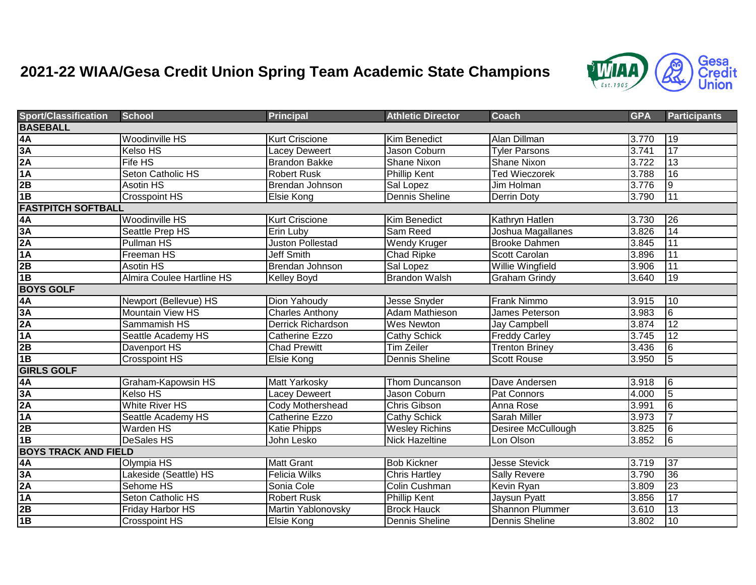# 2021-22 WIAA/Gesa Credit Union Spring Team Academic State Champions

| Sport/Classification | School | Principal | Athletic Director | Coach | GPA | Participants |
|---|---|---|---|---|---|---|
| **BASEBALL** | | | | | | |
| **4A** | Woodinville HS | Kurt Criscione | Kim Benedict | Alan Dillman | 3.770 | 19 |
| **3A** | Kelso HS | Lacey Deweert | Jason Coburn | Tyler Parsons | 3.741 | 17 |
| **2A** | Fife HS | Brandon Bakke | Shane Nixon | Shane Nixon | 3.722 | 13 |
| **1A** | Seton Catholic HS | Robert Rusk | Phillip Kent | Ted Wieczorek | 3.788 | 16 |
| **2B** | Asotin HS | Brendan Johnson | Sal Lopez | Jim Holman | 3.776 | 9 |
| **1B** | Crosspoint HS | Elsie Kong | Dennis Sheline | Derrin Doty | 3.790 | 11 |
| **FASTPITCH SOFTBALL** | | | | | | |
| **4A** | Woodinville HS | Kurt Criscione | Kim Benedict | Kathryn Hatlen | 3.730 | 26 |
| **3A** | Seattle Prep HS | Erin Luby | Sam Reed | Joshua Magallanes | 3.826 | 14 |
| **2A** | Pullman HS | Juston Pollestad | Wendy Kruger | Brooke Dahmen | 3.845 | 11 |
| **1A** | Freeman HS | Jeff Smith | Chad Ripke | Scott Carolan | 3.896 | 11 |
| **2B** | Asotin HS | Brendan Johnson | Sal Lopez | Willie Wingfield | 3.906 | 11 |
| **1B** | Almira Coulee Hartline HS | Kelley Boyd | Brandon Walsh | Graham Grindy | 3.640 | 19 |
| **BOYS GOLF** | | | | | | |
| **4A** | Newport (Bellevue) HS | Dion Yahoudy | Jesse Snyder | Frank Nimmo | 3.915 | 10 |
| **3A** | Mountain View HS | Charles Anthony | Adam Mathieson | James Peterson | 3.983 | 6 |
| **2A** | Sammamish HS | Derrick Richardson | Wes Newton | Jay Campbell | 3.874 | 12 |
| **1A** | Seattle Academy HS | Catherine Ezzo | Cathy Schick | Freddy Carley | 3.745 | 12 |
| **2B** | Davenport HS | Chad Prewitt | Tim Zeiler | Trenton Briney | 3.436 | 6 |
| **1B** | Crosspoint HS | Elsie Kong | Dennis Sheline | Scott Rouse | 3.950 | 5 |
| **GIRLS GOLF** | | | | | | |
| **4A** | Graham-Kapowsin HS | Matt Yarkosky | Thom Duncanson | Dave Andersen | 3.918 | 6 |
| **3A** | Kelso HS | Lacey Deweert | Jason Coburn | Pat Connors | 4.000 | 5 |
| **2A** | White River HS | Cody Mothershead | Chris Gibson | Anna Rose | 3.991 | 6 |
| **1A** | Seattle Academy HS | Catherine Ezzo | Cathy Schick | Sarah Miller | 3.973 | 7 |
| **2B** | Warden HS | Katie Phipps | Wesley Richins | Desiree McCullough | 3.825 | 6 |
| **1B** | DeSales HS | John Lesko | Nick Hazeltine | Lon Olson | 3.852 | 6 |
| **BOYS TRACK AND FIELD** | | | | | | |
| **4A** | Olympia HS | Matt Grant | Bob Kickner | Jesse Stevick | 3.719 | 37 |
| **3A** | Lakeside (Seattle) HS | Felicia Wilks | Chris Hartley | Sally Revere | 3.790 | 36 |
| **2A** | Sehome HS | Sonia Cole | Colin Cushman | Kevin Ryan | 3.809 | 23 |
| **1A** | Seton Catholic HS | Robert Rusk | Phillip Kent | Jaysun Pyatt | 3.856 | 17 |
| **2B** | Friday Harbor HS | Martin Yablonovsky | Brock Hauck | Shannon Plummer | 3.610 | 13 |
| **1B** | Crosspoint HS | Elsie Kong | Dennis Sheline | Dennis Sheline | 3.802 | 10 |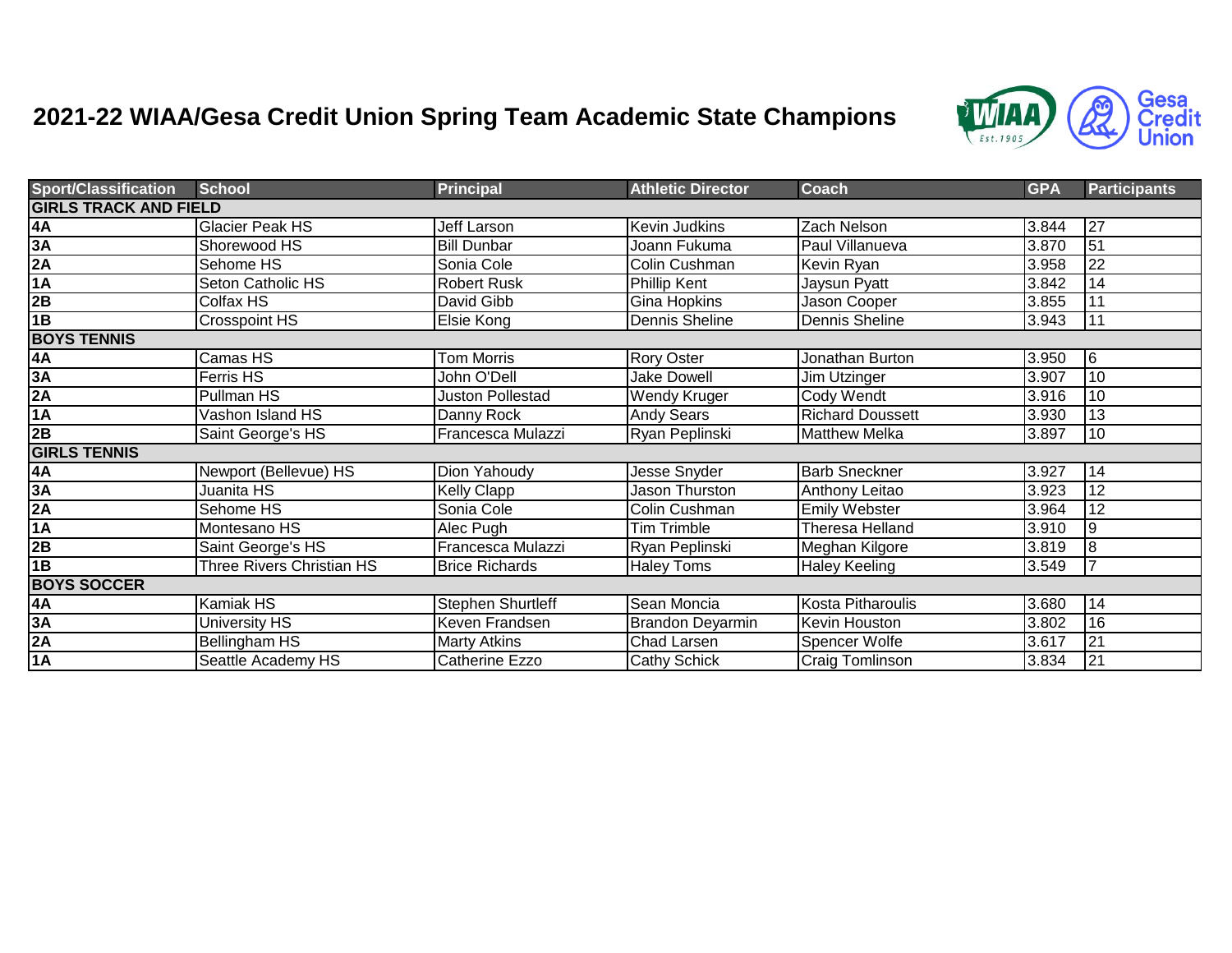# 2021-22 WIAA/Gesa Credit Union Spring Team Academic State Champions

| Sport/Classification | School | Principal | Athletic Director | Coach | GPA | Participants |
|---|---|---|---|---|---|---|
| **GIRLS TRACK AND FIELD** | | | | | | |
| **4A** | Glacier Peak HS | Jeff Larson | Kevin Judkins | Zach Nelson | 3.844 | 27 |
| **3A** | Shorewood HS | Bill Dunbar | Joann Fukuma | Paul Villanueva | 3.870 | 51 |
| **2A** | Sehome HS | Sonia Cole | Colin Cushman | Kevin Ryan | 3.958 | 22 |
| **1A** | Seton Catholic HS | Robert Rusk | Phillip Kent | Jaysun Pyatt | 3.842 | 14 |
| **2B** | Colfax HS | David Gibb | Gina Hopkins | Jason Cooper | 3.855 | 11 |
| **1B** | Crosspoint HS | Elsie Kong | Dennis Sheline | Dennis Sheline | 3.943 | 11 |
| **BOYS TENNIS** | | | | | | |
| **4A** | Camas HS | Tom Morris | Rory Oster | Jonathan Burton | 3.950 | 6 |
| **3A** | Ferris HS | John O'Dell | Jake Dowell | Jim Utzinger | 3.907 | 10 |
| **2A** | Pullman HS | Juston Pollestad | Wendy Kruger | Cody Wendt | 3.916 | 10 |
| **1A** | Vashon Island HS | Danny Rock | Andy Sears | Richard Doussett | 3.930 | 13 |
| **2B** | Saint George's HS | Francesca Mulazzi | Ryan Peplinski | Matthew Melka | 3.897 | 10 |
| **GIRLS TENNIS** | | | | | | |
| **4A** | Newport (Bellevue) HS | Dion Yahoudy | Jesse Snyder | Barb Sneckner | 3.927 | 14 |
| **3A** | Juanita HS | Kelly Clapp | Jason Thurston | Anthony Leitao | 3.923 | 12 |
| **2A** | Sehome HS | Sonia Cole | Colin Cushman | Emily Webster | 3.964 | 12 |
| **1A** | Montesano HS | Alec Pugh | Tim Trimble | Theresa Helland | 3.910 | 9 |
| **2B** | Saint George's HS | Francesca Mulazzi | Ryan Peplinski | Meghan Kilgore | 3.819 | 8 |
| **1B** | Three Rivers Christian HS | Brice Richards | Haley Toms | Haley Keeling | 3.549 | 7 |
| **BOYS SOCCER** | | | | | | |
| **4A** | Kamiak HS | Stephen Shurtleff | Sean Moncia | Kosta Pitharoulis | 3.680 | 14 |
| **3A** | University HS | Keven Frandsen | Brandon Deyarmin | Kevin Houston | 3.802 | 16 |
| **2A** | Bellingham HS | Marty Atkins | Chad Larsen | Spencer Wolfe | 3.617 | 21 |
| **1A** | Seattle Academy HS | Catherine Ezzo | Cathy Schick | Craig Tomlinson | 3.834 | 21 |